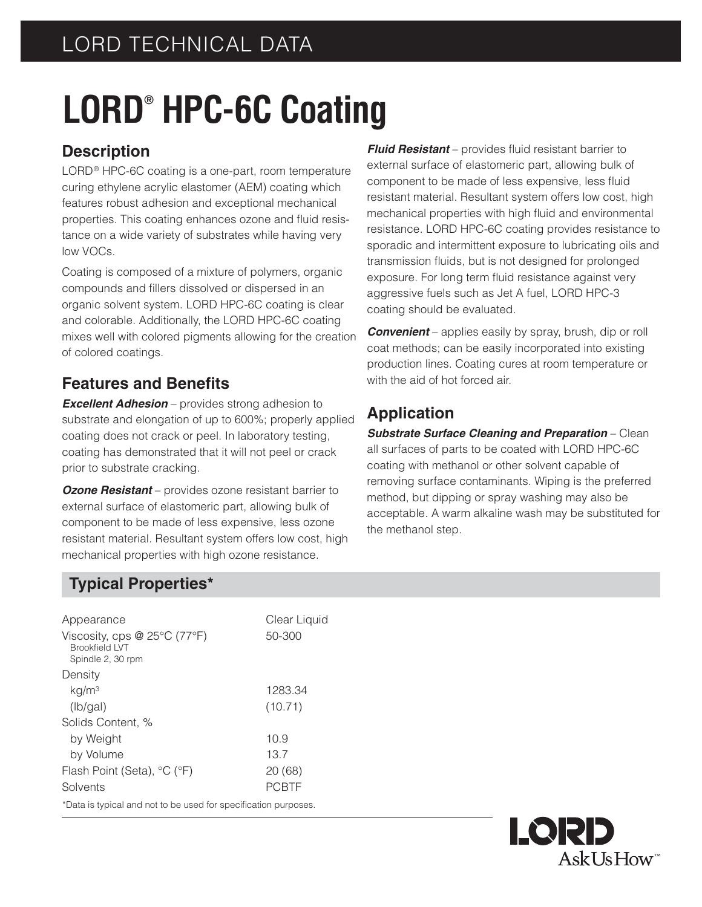LORD TECHNICAL DATA

# LORD® HPC-6C Coating

## Description

LORD® HPC-6C coating is a one-part, room temperature curing ethylene acrylic elastomer (AEM) coating which features robust adhesion and exceptional mechanical properties. This coating enhances ozone and fluid resistance on a wide variety of substrates while having very low VOCs.

Coating is composed of a mixture of polymers, organic compounds and fillers dissolved or dispersed in an organic solvent system. LORD HPC-6C coating is clear and colorable. Additionally, the LORD HPC-6C coating mixes well with colored pigments allowing for the creation of colored coatings.

## Features and Benefits

***Excellent Adhesion*** – provides strong adhesion to substrate and elongation of up to 600%; properly applied coating does not crack or peel. In laboratory testing, coating has demonstrated that it will not peel or crack prior to substrate cracking.

***Ozone Resistant*** – provides ozone resistant barrier to external surface of elastomeric part, allowing bulk of component to be made of less expensive, less ozone resistant material. Resultant system offers low cost, high mechanical properties with high ozone resistance.

***Fluid Resistant*** – provides fluid resistant barrier to external surface of elastomeric part, allowing bulk of component to be made of less expensive, less fluid resistant material. Resultant system offers low cost, high mechanical properties with high fluid and environmental resistance. LORD HPC-6C coating provides resistance to sporadic and intermittent exposure to lubricating oils and transmission fluids, but is not designed for prolonged exposure. For long term fluid resistance against very aggressive fuels such as Jet A fuel, LORD HPC-3 coating should be evaluated.

***Convenient*** – applies easily by spray, brush, dip or roll coat methods; can be easily incorporated into existing production lines. Coating cures at room temperature or with the aid of hot forced air.

## Application

***Substrate Surface Cleaning and Preparation*** – Clean all surfaces of parts to be coated with LORD HPC-6C coating with methanol or other solvent capable of removing surface contaminants. Wiping is the preferred method, but dipping or spray washing may also be acceptable. A warm alkaline wash may be substituted for the methanol step.

## Typical Properties*

| | |
|---|---|
| Appearance | Clear Liquid |
| Viscosity, cps @ 25°C (77°F) Brookfield LVT Spindle 2, 30 rpm | 50-300 |
| Density | |
| kg/m³ | 1283.34 |
| (lb/gal) | (10.71) |
| Solids Content, % | |
| by Weight | 10.9 |
| by Volume | 13.7 |
| Flash Point (Seta), °C (°F) | 20 (68) |
| Solvents | PCBTF |

*Data is typical and not to be used for specification purposes.

LORD AskUsHow™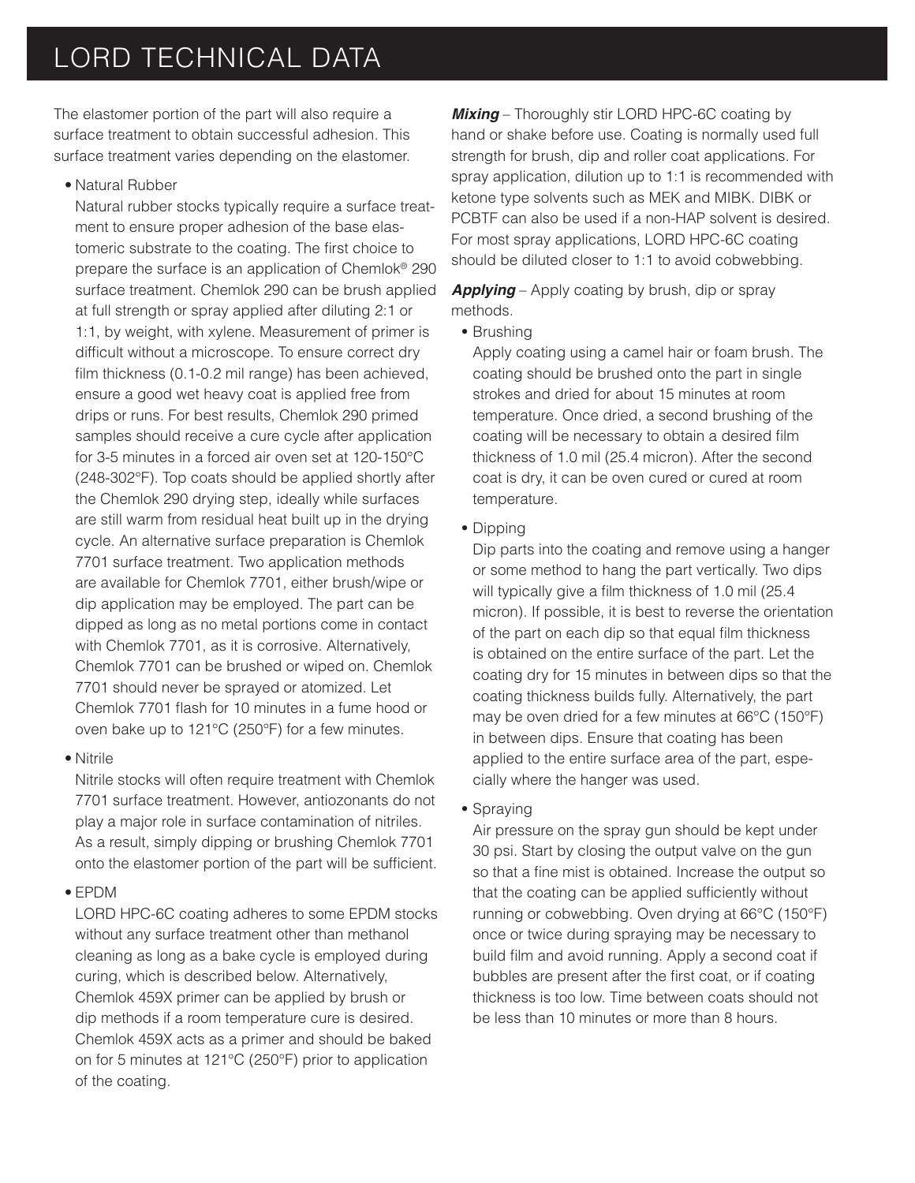The elastomer portion of the part will also require a surface treatment to obtain successful adhesion. This surface treatment varies depending on the elastomer.

- Natural Rubber

  Natural rubber stocks typically require a surface treatment to ensure proper adhesion of the base elastomeric substrate to the coating. The first choice to prepare the surface is an application of Chemlok® 290 surface treatment. Chemlok 290 can be brush applied at full strength or spray applied after diluting 2:1 or 1:1, by weight, with xylene. Measurement of primer is difficult without a microscope. To ensure correct dry film thickness (0.1-0.2 mil range) has been achieved, ensure a good wet heavy coat is applied free from drips or runs. For best results, Chemlok 290 primed samples should receive a cure cycle after application for 3-5 minutes in a forced air oven set at 120-150°C (248-302°F). Top coats should be applied shortly after the Chemlok 290 drying step, ideally while surfaces are still warm from residual heat built up in the drying cycle. An alternative surface preparation is Chemlok 7701 surface treatment. Two application methods are available for Chemlok 7701, either brush/wipe or dip application may be employed. The part can be dipped as long as no metal portions come in contact with Chemlok 7701, as it is corrosive. Alternatively, Chemlok 7701 can be brushed or wiped on. Chemlok 7701 should never be sprayed or atomized. Let Chemlok 7701 flash for 10 minutes in a fume hood or oven bake up to 121°C (250°F) for a few minutes.

- Nitrile

  Nitrile stocks will often require treatment with Chemlok 7701 surface treatment. However, antiozonants do not play a major role in surface contamination of nitriles. As a result, simply dipping or brushing Chemlok 7701 onto the elastomer portion of the part will be sufficient.

- EPDM

  LORD HPC-6C coating adheres to some EPDM stocks without any surface treatment other than methanol cleaning as long as a bake cycle is employed during curing, which is described below. Alternatively, Chemlok 459X primer can be applied by brush or dip methods if a room temperature cure is desired. Chemlok 459X acts as a primer and should be baked on for 5 minutes at 121°C (250°F) prior to application of the coating.

***Mixing*** – Thoroughly stir LORD HPC-6C coating by hand or shake before use. Coating is normally used full strength for brush, dip and roller coat applications. For spray application, dilution up to 1:1 is recommended with ketone type solvents such as MEK and MIBK. DIBK or PCBTF can also be used if a non-HAP solvent is desired. For most spray applications, LORD HPC-6C coating should be diluted closer to 1:1 to avoid cobwebbing.

***Applying*** – Apply coating by brush, dip or spray methods.

- Brushing

  Apply coating using a camel hair or foam brush. The coating should be brushed onto the part in single strokes and dried for about 15 minutes at room temperature. Once dried, a second brushing of the coating will be necessary to obtain a desired film thickness of 1.0 mil (25.4 micron). After the second coat is dry, it can be oven cured or cured at room temperature.

- Dipping

  Dip parts into the coating and remove using a hanger or some method to hang the part vertically. Two dips will typically give a film thickness of 1.0 mil (25.4 micron). If possible, it is best to reverse the orientation of the part on each dip so that equal film thickness is obtained on the entire surface of the part. Let the coating dry for 15 minutes in between dips so that the coating thickness builds fully. Alternatively, the part may be oven dried for a few minutes at 66°C (150°F) in between dips. Ensure that coating has been applied to the entire surface area of the part, especially where the hanger was used.

- Spraying

  Air pressure on the spray gun should be kept under 30 psi. Start by closing the output valve on the gun so that a fine mist is obtained. Increase the output so that the coating can be applied sufficiently without running or cobwebbing. Oven drying at 66°C (150°F) once or twice during spraying may be necessary to build film and avoid running. Apply a second coat if bubbles are present after the first coat, or if coating thickness is too low. Time between coats should not be less than 10 minutes or more than 8 hours.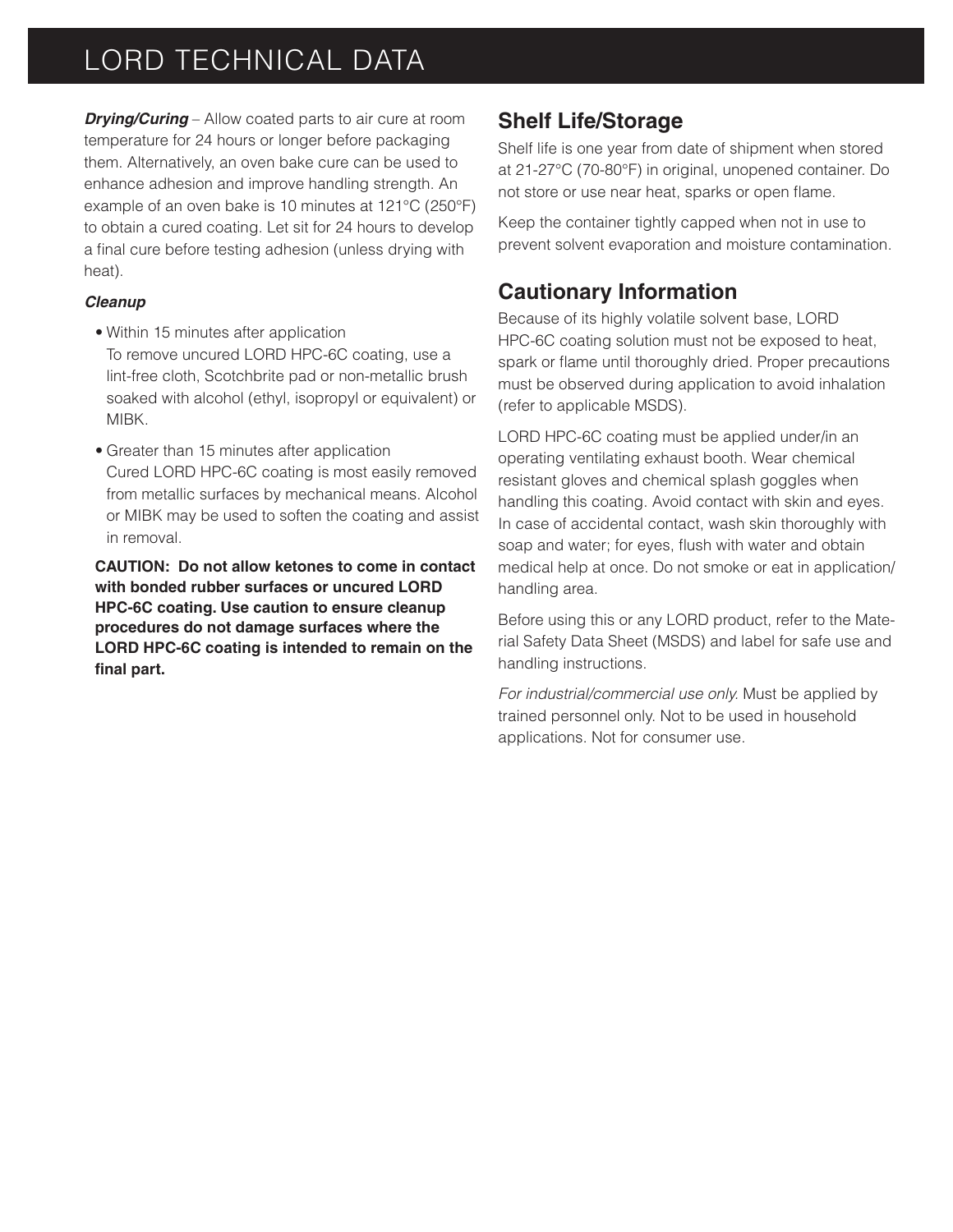***Drying/Curing*** – Allow coated parts to air cure at room temperature for 24 hours or longer before packaging them. Alternatively, an oven bake cure can be used to enhance adhesion and improve handling strength. An example of an oven bake is 10 minutes at 121°C (250°F) to obtain a cured coating. Let sit for 24 hours to develop a final cure before testing adhesion (unless drying with heat).

***Cleanup***

- Within 15 minutes after application
  To remove uncured LORD HPC-6C coating, use a lint-free cloth, Scotchbrite pad or non-metallic brush soaked with alcohol (ethyl, isopropyl or equivalent) or MIBK.
- Greater than 15 minutes after application
  Cured LORD HPC-6C coating is most easily removed from metallic surfaces by mechanical means. Alcohol or MIBK may be used to soften the coating and assist in removal.

**CAUTION: Do not allow ketones to come in contact with bonded rubber surfaces or uncured LORD HPC-6C coating. Use caution to ensure cleanup procedures do not damage surfaces where the LORD HPC-6C coating is intended to remain on the final part.**

## Shelf Life/Storage

Shelf life is one year from date of shipment when stored at 21-27°C (70-80°F) in original, unopened container. Do not store or use near heat, sparks or open flame.

Keep the container tightly capped when not in use to prevent solvent evaporation and moisture contamination.

## Cautionary Information

Because of its highly volatile solvent base, LORD HPC-6C coating solution must not be exposed to heat, spark or flame until thoroughly dried. Proper precautions must be observed during application to avoid inhalation (refer to applicable MSDS).

LORD HPC-6C coating must be applied under/in an operating ventilating exhaust booth. Wear chemical resistant gloves and chemical splash goggles when handling this coating. Avoid contact with skin and eyes. In case of accidental contact, wash skin thoroughly with soap and water; for eyes, flush with water and obtain medical help at once. Do not smoke or eat in application/handling area.

Before using this or any LORD product, refer to the Material Safety Data Sheet (MSDS) and label for safe use and handling instructions.

*For industrial/commercial use only.* Must be applied by trained personnel only. Not to be used in household applications. Not for consumer use.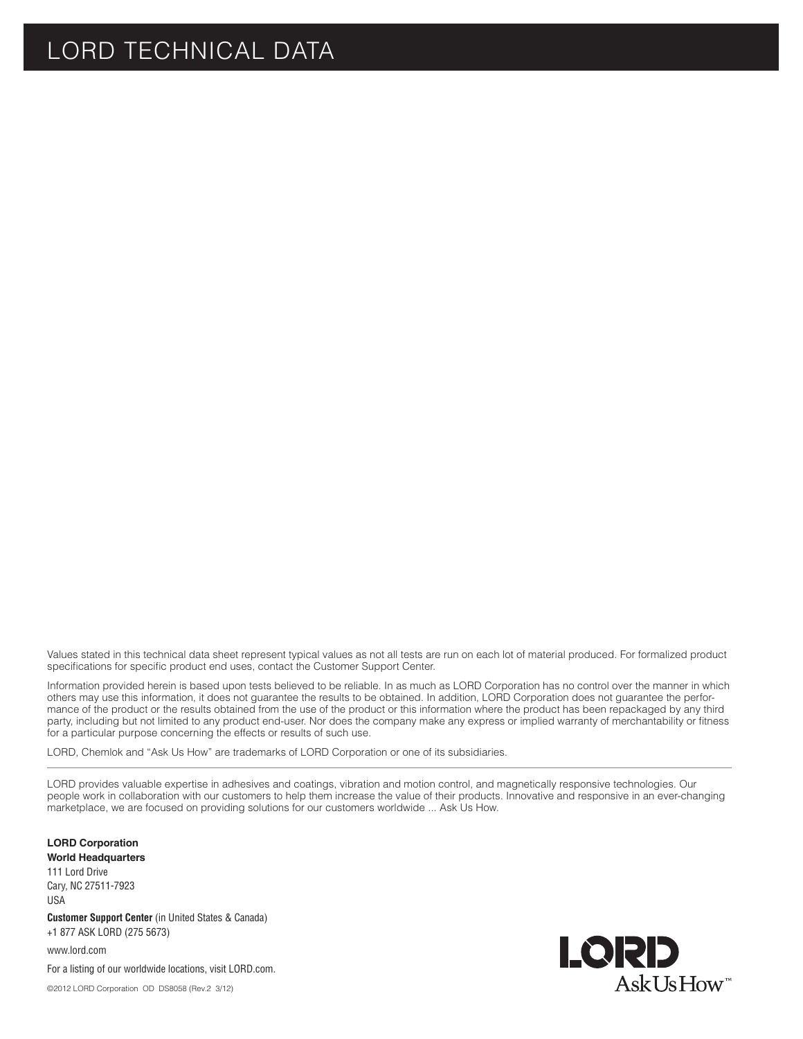# LORD TECHNICAL DATA

Values stated in this technical data sheet represent typical values as not all tests are run on each lot of material produced. For formalized product specifications for specific product end uses, contact the Customer Support Center.

Information provided herein is based upon tests believed to be reliable. In as much as LORD Corporation has no control over the manner in which others may use this information, it does not guarantee the results to be obtained. In addition, LORD Corporation does not guarantee the performance of the product or the results obtained from the use of the product or this information where the product has been repackaged by any third party, including but not limited to any product end-user. Nor does the company make any express or implied warranty of merchantability or fitness for a particular purpose concerning the effects or results of such use.

LORD, Chemlok and "Ask Us How" are trademarks of LORD Corporation or one of its subsidiaries.

---

LORD provides valuable expertise in adhesives and coatings, vibration and motion control, and magnetically responsive technologies. Our people work in collaboration with our customers to help them increase the value of their products. Innovative and responsive in an ever-changing marketplace, we are focused on providing solutions for our customers worldwide ... Ask Us How.

**LORD Corporation**
**World Headquarters**
111 Lord Drive
Cary, NC 27511-7923
USA

**Customer Support Center** (in United States & Canada)
+1 877 ASK LORD (275 5673)

www.lord.com

For a listing of our worldwide locations, visit LORD.com.

©2012 LORD Corporation OD DS8058 (Rev.2 3/12)

LORD
Ask Us How™